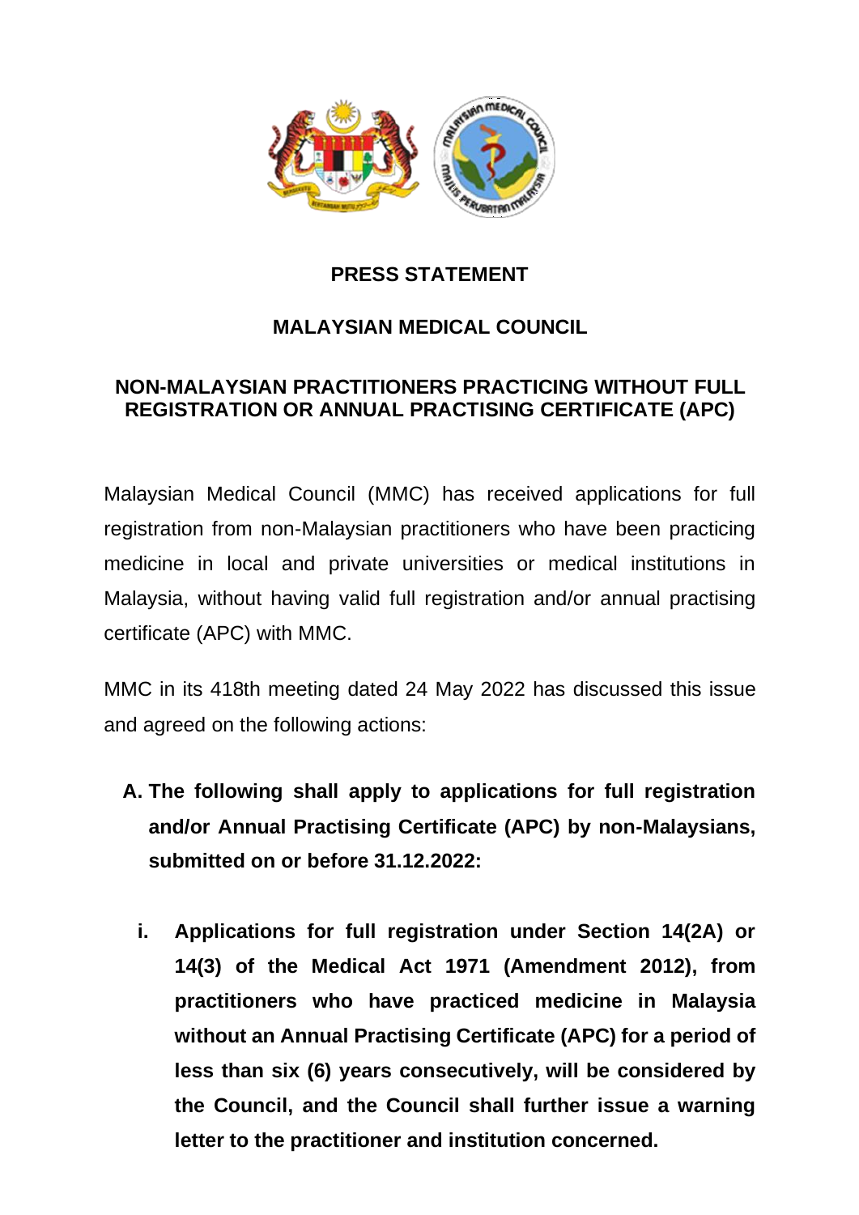**PRESS STATEMENT**

**MALAYSIAN MEDICAL COUNCIL**

**NON-MALAYSIAN PRACTITIONERS PRACTICING WITHOUT FULL REGISTRATION OR ANNUAL PRACTISING CERTIFICATE (APC)**

Malaysian Medical Council (MMC) has received applications for full registration from non-Malaysian practitioners who have been practicing medicine in local and private universities or medical institutions in Malaysia, without having valid full registration and/or annual practising certificate (APC) with MMC.

MMC in its 418th meeting dated 24 May 2022 has discussed this issue and agreed on the following actions:

**A. The following shall apply to applications for full registration and/or Annual Practising Certificate (APC) by non-Malaysians, submitted on or before 31.12.2022:**

**i. Applications for full registration under Section 14(2A) or 14(3) of the Medical Act 1971 (Amendment 2012), from practitioners who have practiced medicine in Malaysia without an Annual Practising Certificate (APC) for a period of less than six (6) years consecutively, will be considered by the Council, and the Council shall further issue a warning letter to the practitioner and institution concerned.**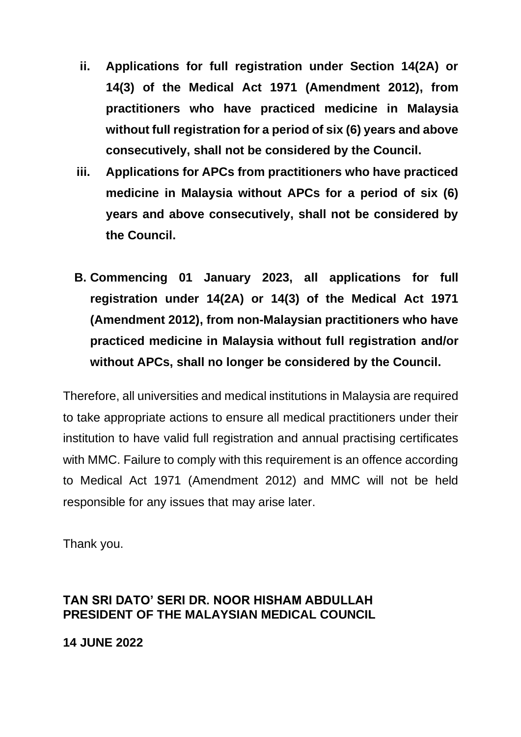ii. **Applications for full registration under Section 14(2A) or 14(3) of the Medical Act 1971 (Amendment 2012), from practitioners who have practiced medicine in Malaysia without full registration for a period of six (6) years and above consecutively, shall not be considered by the Council.**

iii. **Applications for APCs from practitioners who have practiced medicine in Malaysia without APCs for a period of six (6) years and above consecutively, shall not be considered by the Council.**

B. **Commencing 01 January 2023, all applications for full registration under 14(2A) or 14(3) of the Medical Act 1971 (Amendment 2012), from non-Malaysian practitioners who have practiced medicine in Malaysia without full registration and/or without APCs, shall no longer be considered by the Council.**

Therefore, all universities and medical institutions in Malaysia are required to take appropriate actions to ensure all medical practitioners under their institution to have valid full registration and annual practising certificates with MMC. Failure to comply with this requirement is an offence according to Medical Act 1971 (Amendment 2012) and MMC will not be held responsible for any issues that may arise later.

Thank you.

**TAN SRI DATO' SERI DR. NOOR HISHAM ABDULLAH**
**PRESIDENT OF THE MALAYSIAN MEDICAL COUNCIL**

**14 JUNE 2022**